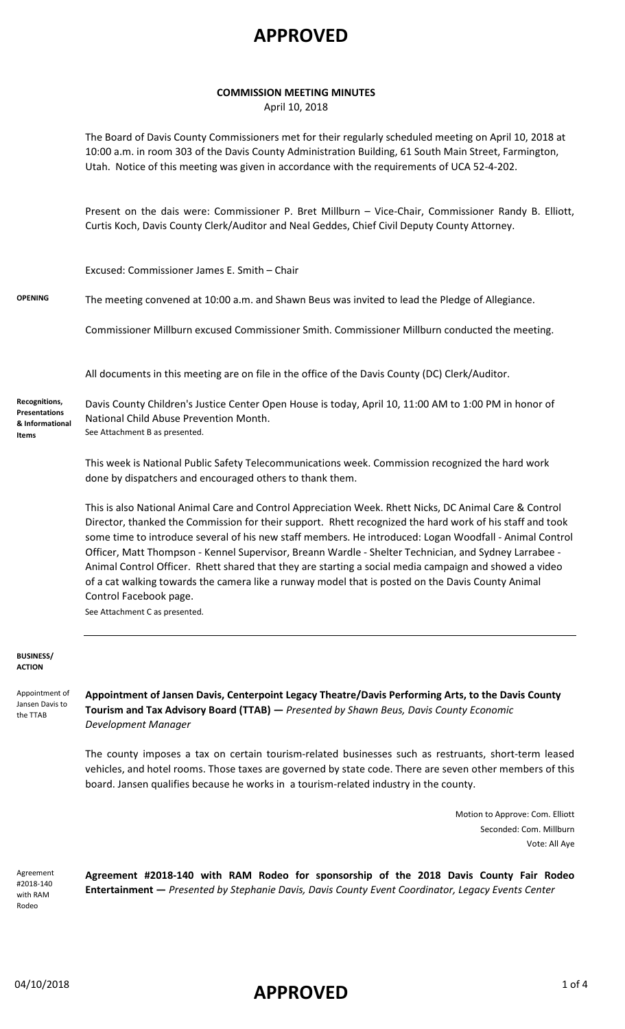# APPROVED

**COMMISSION MEETING MINUTES**

April 10, 2018

The Board of Davis County Commissioners met for their regularly scheduled meeting on April 10, 2018 at 10:00 a.m. in room 303 of the Davis County Administration Building, 61 South Main Street, Farmington, Utah. Notice of this meeting was given in accordance with the requirements of UCA 52-4-202.

Present on the dais were: Commissioner P. Bret Millburn – Vice-Chair, Commissioner Randy B. Elliott, Curtis Koch, Davis County Clerk/Auditor and Neal Geddes, Chief Civil Deputy County Attorney.

Excused: Commissioner James E. Smith – Chair

**OPENING**

The meeting convened at 10:00 a.m. and Shawn Beus was invited to lead the Pledge of Allegiance.

Commissioner Millburn excused Commissioner Smith. Commissioner Millburn conducted the meeting.

All documents in this meeting are on file in the office of the Davis County (DC) Clerk/Auditor.

**Recognitions, Presentations & Informational Items**

Davis County Children's Justice Center Open House is today, April 10, 11:00 AM to 1:00 PM in honor of National Child Abuse Prevention Month.
See Attachment B as presented.

This week is National Public Safety Telecommunications week. Commission recognized the hard work done by dispatchers and encouraged others to thank them.

This is also National Animal Care and Control Appreciation Week. Rhett Nicks, DC Animal Care & Control Director, thanked the Commission for their support. Rhett recognized the hard work of his staff and took some time to introduce several of his new staff members. He introduced: Logan Woodfall - Animal Control Officer, Matt Thompson - Kennel Supervisor, Breann Wardle - Shelter Technician, and Sydney Larrabee - Animal Control Officer. Rhett shared that they are starting a social media campaign and showed a video of a cat walking towards the camera like a runway model that is posted on the Davis County Animal Control Facebook page.
See Attachment C as presented.

---

**BUSINESS/ ACTION**

*Appointment of Jansen Davis to the TTAB*

**Appointment of Jansen Davis, Centerpoint Legacy Theatre/Davis Performing Arts, to the Davis County Tourism and Tax Advisory Board (TTAB) —** *Presented by Shawn Beus, Davis County Economic Development Manager*

The county imposes a tax on certain tourism-related businesses such as restruants, short-term leased vehicles, and hotel rooms. Those taxes are governed by state code. There are seven other members of this board. Jansen qualifies because he works in a tourism-related industry in the county.

Motion to Approve: Com. Elliott
Seconded: Com. Millburn
Vote: All Aye

*Agreement #2018-140 with RAM Rodeo*

**Agreement #2018-140 with RAM Rodeo for sponsorship of the 2018 Davis County Fair Rodeo Entertainment —** *Presented by Stephanie Davis, Davis County Event Coordinator, Legacy Events Center*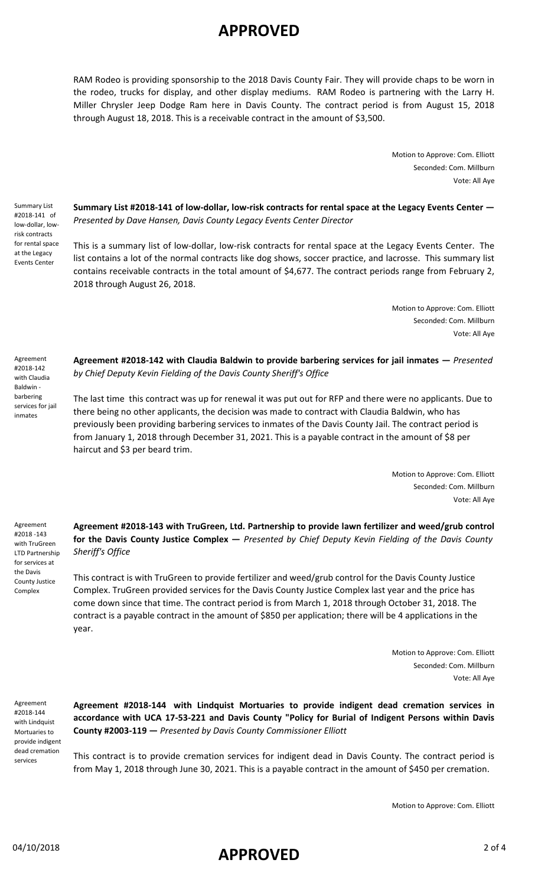RAM Rodeo is providing sponsorship to the 2018 Davis County Fair. They will provide chaps to be worn in the rodeo, trucks for display, and other display mediums. RAM Rodeo is partnering with the Larry H. Miller Chrysler Jeep Dodge Ram here in Davis County. The contract period is from August 15, 2018 through August 18, 2018. This is a receivable contract in the amount of $3,500.

Motion to Approve: Com. Elliott
Seconded: Com. Millburn
Vote: All Aye

Summary List #2018-141 of low-dollar, low-risk contracts for rental space at the Legacy Events Center

**Summary List #2018-141 of low-dollar, low-risk contracts for rental space at the Legacy Events Center —** *Presented by Dave Hansen, Davis County Legacy Events Center Director*

This is a summary list of low-dollar, low-risk contracts for rental space at the Legacy Events Center. The list contains a lot of the normal contracts like dog shows, soccer practice, and lacrosse. This summary list contains receivable contracts in the total amount of $4,677. The contract periods range from February 2, 2018 through August 26, 2018.

Motion to Approve: Com. Elliott
Seconded: Com. Millburn
Vote: All Aye

Agreement #2018-142 with Claudia Baldwin - barbering services for jail inmates

**Agreement #2018-142 with Claudia Baldwin to provide barbering services for jail inmates —** *Presented by Chief Deputy Kevin Fielding of the Davis County Sheriff's Office*

The last time this contract was up for renewal it was put out for RFP and there were no applicants. Due to there being no other applicants, the decision was made to contract with Claudia Baldwin, who has previously been providing barbering services to inmates of the Davis County Jail. The contract period is from January 1, 2018 through December 31, 2021. This is a payable contract in the amount of $8 per haircut and $3 per beard trim.

Motion to Approve: Com. Elliott
Seconded: Com. Millburn
Vote: All Aye

Agreement #2018 -143 with TruGreen LTD Partnership for services at the Davis County Justice Complex

**Agreement #2018-143 with TruGreen, Ltd. Partnership to provide lawn fertilizer and weed/grub control for the Davis County Justice Complex —** *Presented by Chief Deputy Kevin Fielding of the Davis County Sheriff's Office*

This contract is with TruGreen to provide fertilizer and weed/grub control for the Davis County Justice Complex. TruGreen provided services for the Davis County Justice Complex last year and the price has come down since that time. The contract period is from March 1, 2018 through October 31, 2018. The contract is a payable contract in the amount of $850 per application; there will be 4 applications in the year.

Motion to Approve: Com. Elliott
Seconded: Com. Millburn
Vote: All Aye

Agreement #2018-144 with Lindquist Mortuaries to provide indigent dead cremation services

**Agreement #2018-144 with Lindquist Mortuaries to provide indigent dead cremation services in accordance with UCA 17-53-221 and Davis County "Policy for Burial of Indigent Persons within Davis County #2003-119 —** *Presented by Davis County Commissioner Elliott*

This contract is to provide cremation services for indigent dead in Davis County. The contract period is from May 1, 2018 through June 30, 2021. This is a payable contract in the amount of $450 per cremation.

Motion to Approve: Com. Elliott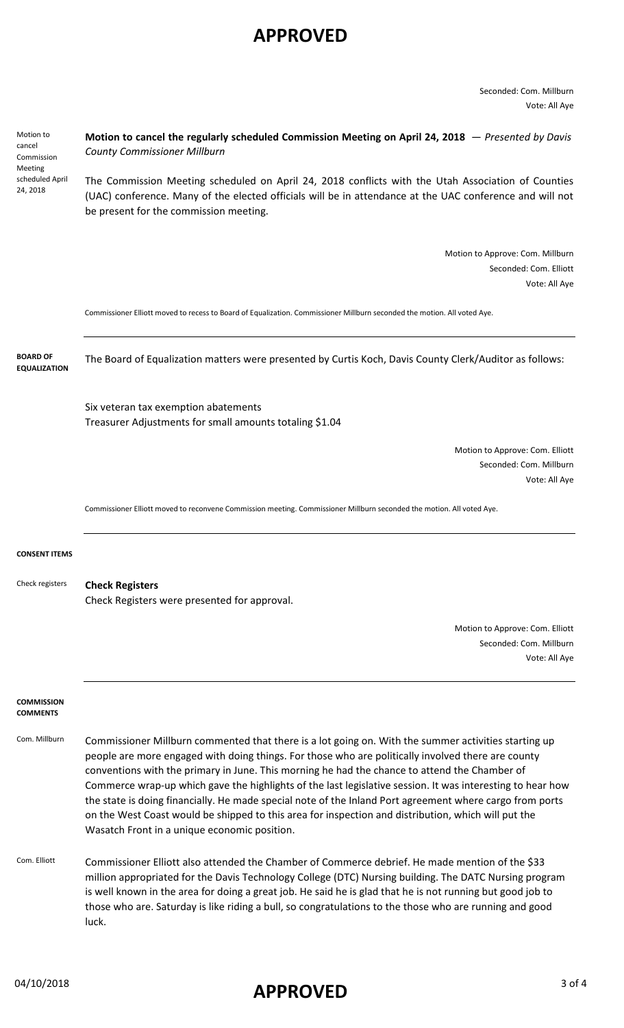Seconded: Com. Millburn
Vote: All Aye

Motion to cancel Commission Meeting scheduled April 24, 2018

**Motion to cancel the regularly scheduled Commission Meeting on April 24, 2018** — *Presented by Davis County Commissioner Millburn*

The Commission Meeting scheduled on April 24, 2018 conflicts with the Utah Association of Counties (UAC) conference. Many of the elected officials will be in attendance at the UAC conference and will not be present for the commission meeting.

Motion to Approve: Com. Millburn
Seconded: Com. Elliott
Vote: All Aye

Commissioner Elliott moved to recess to Board of Equalization. Commissioner Millburn seconded the motion. All voted Aye.

---

**BOARD OF EQUALIZATION**

The Board of Equalization matters were presented by Curtis Koch, Davis County Clerk/Auditor as follows:

Six veteran tax exemption abatements
Treasurer Adjustments for small amounts totaling $1.04

Motion to Approve: Com. Elliott
Seconded: Com. Millburn
Vote: All Aye

Commissioner Elliott moved to reconvene Commission meeting. Commissioner Millburn seconded the motion. All voted Aye.

---

**CONSENT ITEMS**

Check registers

**Check Registers**
Check Registers were presented for approval.

Motion to Approve: Com. Elliott
Seconded: Com. Millburn
Vote: All Aye

---

**COMMISSION COMMENTS**

Com. Millburn

Commissioner Millburn commented that there is a lot going on. With the summer activities starting up people are more engaged with doing things. For those who are politically involved there are county conventions with the primary in June. This morning he had the chance to attend the Chamber of Commerce wrap-up which gave the highlights of the last legislative session. It was interesting to hear how the state is doing financially. He made special note of the Inland Port agreement where cargo from ports on the West Coast would be shipped to this area for inspection and distribution, which will put the Wasatch Front in a unique economic position.

Com. Elliott

Commissioner Elliott also attended the Chamber of Commerce debrief. He made mention of the $33 million appropriated for the Davis Technology College (DTC) Nursing building. The DATC Nursing program is well known in the area for doing a great job. He said he is glad that he is not running but good job to those who are. Saturday is like riding a bull, so congratulations to the those who are running and good luck.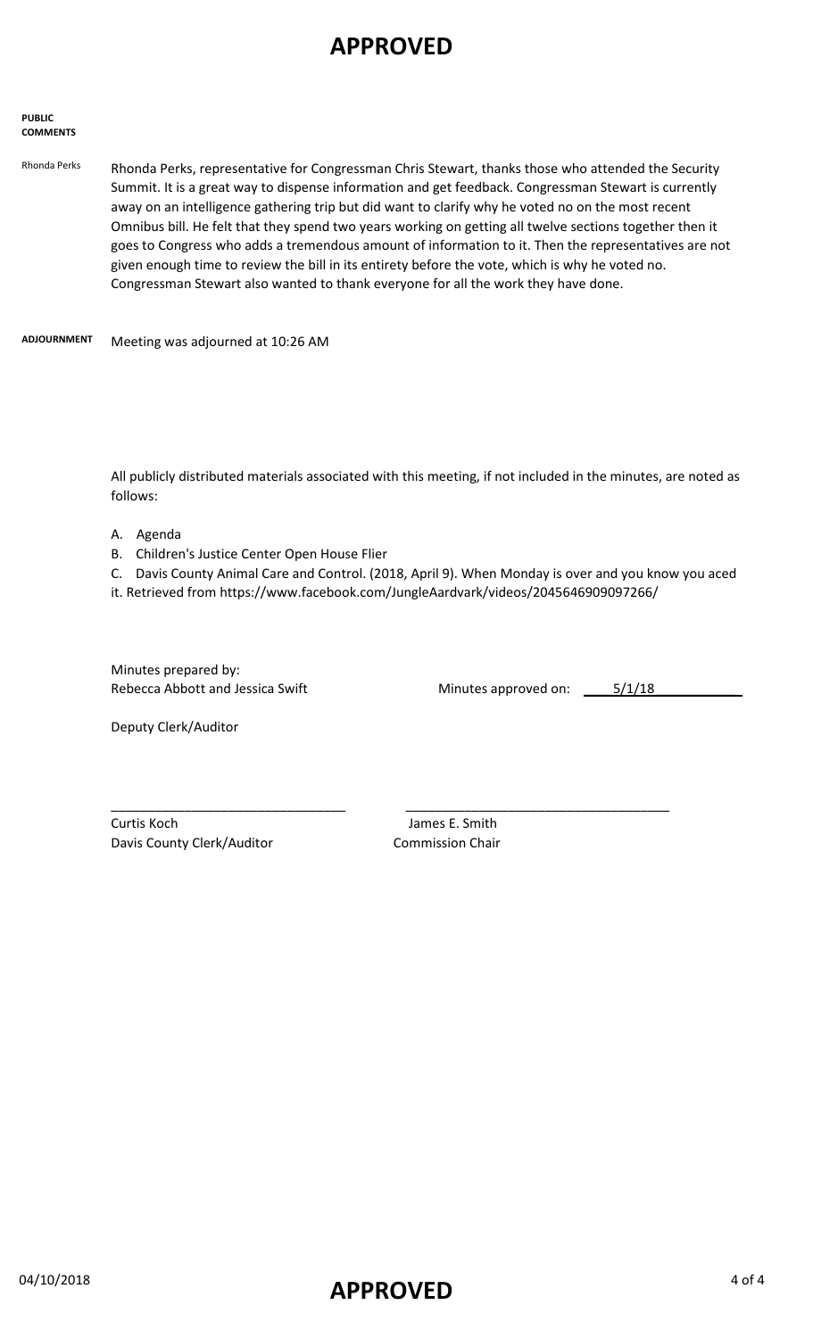**APPROVED**

**PUBLIC COMMENTS**

Rhonda Perks

Rhonda Perks, representative for Congressman Chris Stewart, thanks those who attended the Security Summit. It is a great way to dispense information and get feedback. Congressman Stewart is currently away on an intelligence gathering trip but did want to clarify why he voted no on the most recent Omnibus bill. He felt that they spend two years working on getting all twelve sections together then it goes to Congress who adds a tremendous amount of information to it. Then the representatives are not given enough time to review the bill in its entirety before the vote, which is why he voted no. Congressman Stewart also wanted to thank everyone for all the work they have done.

**ADJOURNMENT**

Meeting was adjourned at 10:26 AM

All publicly distributed materials associated with this meeting, if not included in the minutes, are noted as follows:

A. Agenda
B. Children's Justice Center Open House Flier
C. Davis County Animal Care and Control. (2018, April 9). When Monday is over and you know you aced it. Retrieved from https://www.facebook.com/JungleAardvark/videos/2045646909097266/

Minutes prepared by:
Rebecca Abbott and Jessica Swift

Minutes approved on: 5/1/18

Deputy Clerk/Auditor

\_\_\_\_\_\_\_\_\_\_\_\_\_\_\_\_\_\_\_\_\_\_\_\_\_\_\_\_\_\_\_\_
Curtis Koch
Davis County Clerk/Auditor

\_\_\_\_\_\_\_\_\_\_\_\_\_\_\_\_\_\_\_\_\_\_\_\_\_\_\_\_\_\_\_\_
James E. Smith
Commission Chair

04/10/2018

**APPROVED**